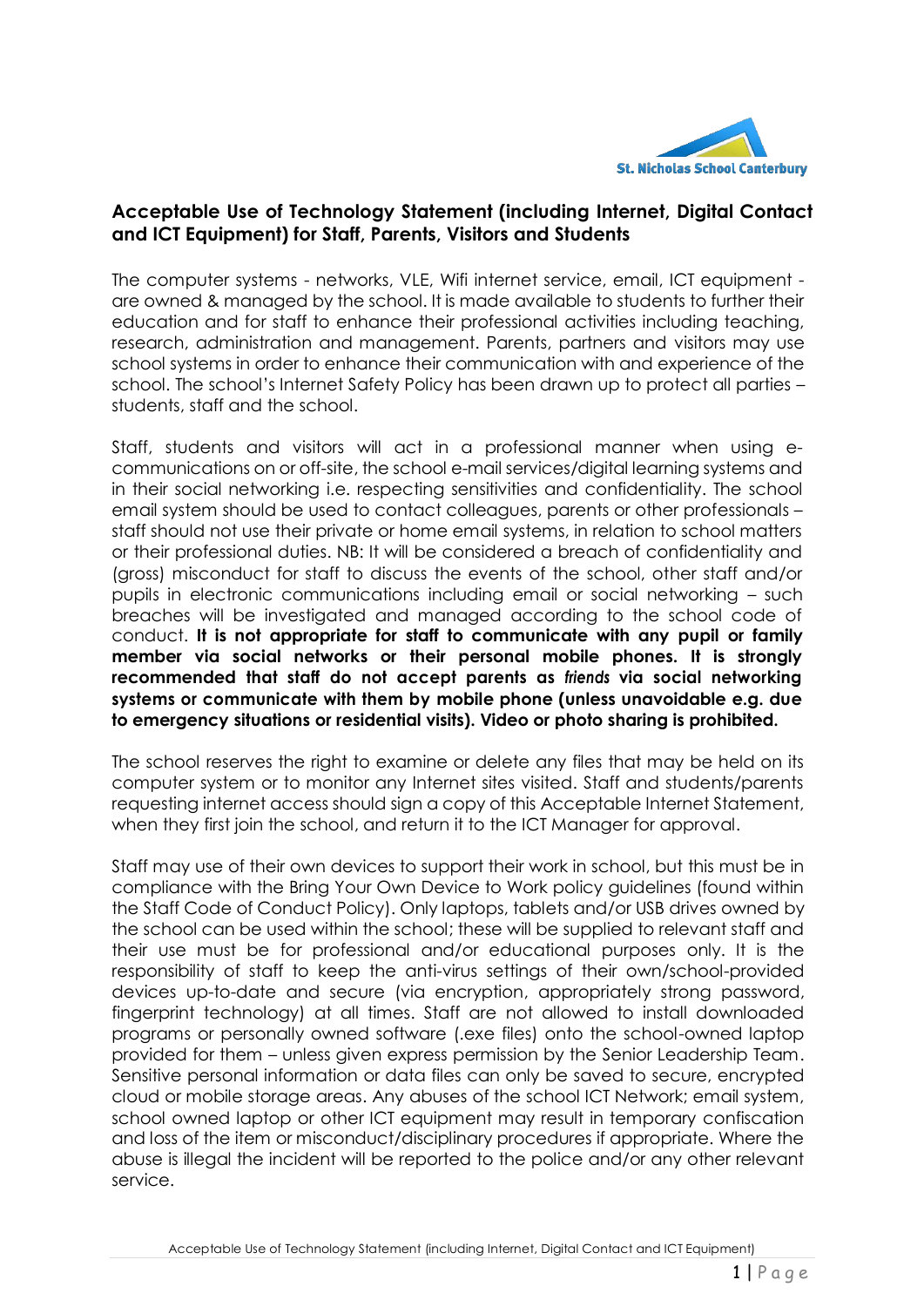St. Nicholas School Canterbury

## Acceptable Use of Technology Statement (including Internet, Digital Contact and ICT Equipment) for Staff, Parents, Visitors and Students

The computer systems - networks, VLE, Wifi internet service, email, ICT equipment - are owned & managed by the school. It is made available to students to further their education and for staff to enhance their professional activities including teaching, research, administration and management. Parents, partners and visitors may use school systems in order to enhance their communication with and experience of the school. The school's Internet Safety Policy has been drawn up to protect all parties – students, staff and the school.

Staff, students and visitors will act in a professional manner when using e-communications on or off-site, the school e-mail services/digital learning systems and in their social networking i.e. respecting sensitivities and confidentiality. The school email system should be used to contact colleagues, parents or other professionals – staff should not use their private or home email systems, in relation to school matters or their professional duties. NB: It will be considered a breach of confidentiality and (gross) misconduct for staff to discuss the events of the school, other staff and/or pupils in electronic communications including email or social networking – such breaches will be investigated and managed according to the school code of conduct. **It is not appropriate for staff to communicate with any pupil or family member via social networks or their personal mobile phones. It is strongly recommended that staff do not accept parents as *friends* via social networking systems or communicate with them by mobile phone (unless unavoidable e.g. due to emergency situations or residential visits). Video or photo sharing is prohibited.**

The school reserves the right to examine or delete any files that may be held on its computer system or to monitor any Internet sites visited. Staff and students/parents requesting internet access should sign a copy of this Acceptable Internet Statement, when they first join the school, and return it to the ICT Manager for approval.

Staff may use of their own devices to support their work in school, but this must be in compliance with the Bring Your Own Device to Work policy guidelines (found within the Staff Code of Conduct Policy). Only laptops, tablets and/or USB drives owned by the school can be used within the school; these will be supplied to relevant staff and their use must be for professional and/or educational purposes only. It is the responsibility of staff to keep the anti-virus settings of their own/school-provided devices up-to-date and secure (via encryption, appropriately strong password, fingerprint technology) at all times. Staff are not allowed to install downloaded programs or personally owned software (.exe files) onto the school-owned laptop provided for them – unless given express permission by the Senior Leadership Team. Sensitive personal information or data files can only be saved to secure, encrypted cloud or mobile storage areas. Any abuses of the school ICT Network; email system, school owned laptop or other ICT equipment may result in temporary confiscation and loss of the item or misconduct/disciplinary procedures if appropriate. Where the abuse is illegal the incident will be reported to the police and/or any other relevant service.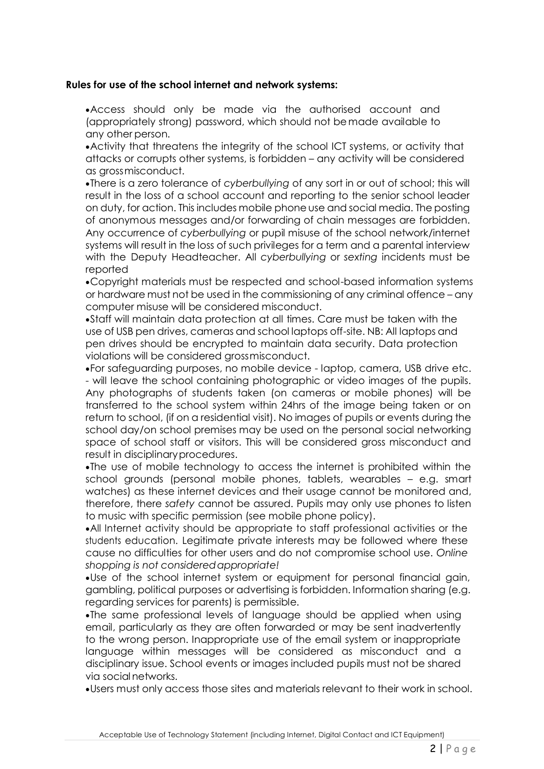**Rules for use of the school internet and network systems:**

- Access should only be made via the authorised account and (appropriately strong) password, which should not be made available to any other person.
- Activity that threatens the integrity of the school ICT systems, or activity that attacks or corrupts other systems, is forbidden – any activity will be considered as gross misconduct.
- There is a zero tolerance of *cyberbullying* of any sort in or out of school; this will result in the loss of a school account and reporting to the senior school leader on duty, for action. This includes mobile phone use and social media. The posting of anonymous messages and/or forwarding of chain messages are forbidden. Any occurrence of *cyberbullying* or pupil misuse of the school network/internet systems will result in the loss of such privileges for a term and a parental interview with the Deputy Headteacher. All *cyberbullying* or *sexting* incidents must be reported
- Copyright materials must be respected and school-based information systems or hardware must not be used in the commissioning of any criminal offence – any computer misuse will be considered misconduct.
- Staff will maintain data protection at all times. Care must be taken with the use of USB pen drives, cameras and school laptops off-site. NB: All laptops and pen drives should be encrypted to maintain data security. Data protection violations will be considered gross misconduct.
- For safeguarding purposes, no mobile device - laptop, camera, USB drive etc. - will leave the school containing photographic or video images of the pupils. Any photographs of students taken (on cameras or mobile phones) will be transferred to the school system within 24hrs of the image being taken or on return to school, (if on a residential visit). No images of pupils or events during the school day/on school premises may be used on the personal social networking space of school staff or visitors. This will be considered gross misconduct and result in disciplinary procedures.
- The use of mobile technology to access the internet is prohibited within the school grounds (personal mobile phones, tablets, wearables – e.g. smart watches) as these internet devices and their usage cannot be monitored and, therefore, there *safety* cannot be assured. Pupils may only use phones to listen to music with specific permission (see mobile phone policy).
- All Internet activity should be appropriate to staff professional activities or the students education. Legitimate private interests may be followed where these cause no difficulties for other users and do not compromise school use. *Online shopping is not considered appropriate!*
- Use of the school internet system or equipment for personal financial gain, gambling, political purposes or advertising is forbidden. Information sharing (e.g. regarding services for parents) is permissible.
- The same professional levels of language should be applied when using email, particularly as they are often forwarded or may be sent inadvertently to the wrong person. Inappropriate use of the email system or inappropriate language within messages will be considered as misconduct and a disciplinary issue. School events or images included pupils must not be shared via social networks.
- Users must only access those sites and materials relevant to their work in school.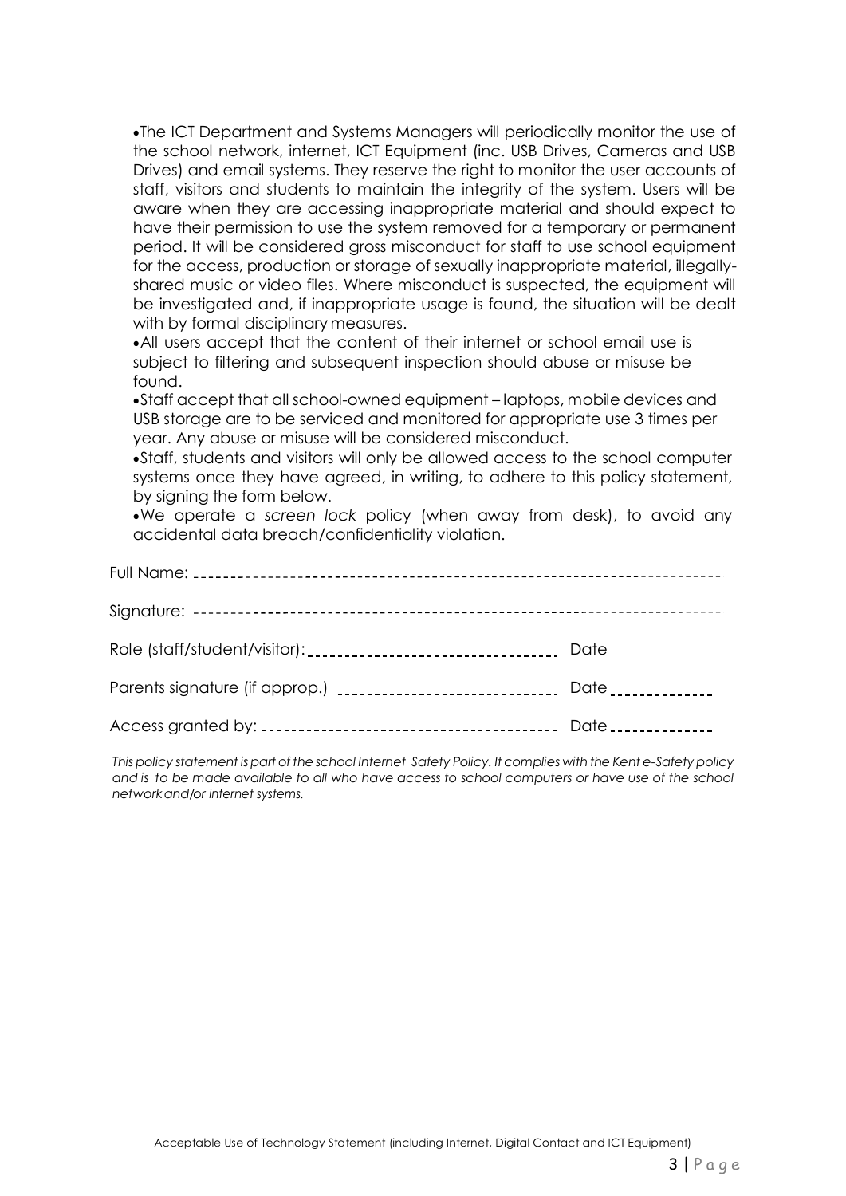- The ICT Department and Systems Managers will periodically monitor the use of the school network, internet, ICT Equipment (inc. USB Drives, Cameras and USB Drives) and email systems. They reserve the right to monitor the user accounts of staff, visitors and students to maintain the integrity of the system. Users will be aware when they are accessing inappropriate material and should expect to have their permission to use the system removed for a temporary or permanent period. It will be considered gross misconduct for staff to use school equipment for the access, production or storage of sexually inappropriate material, illegally-shared music or video files. Where misconduct is suspected, the equipment will be investigated and, if inappropriate usage is found, the situation will be dealt with by formal disciplinary measures.
- All users accept that the content of their internet or school email use is subject to filtering and subsequent inspection should abuse or misuse be found.
- Staff accept that all school-owned equipment – laptops, mobile devices and USB storage are to be serviced and monitored for appropriate use 3 times per year. Any abuse or misuse will be considered misconduct.
- Staff, students and visitors will only be allowed access to the school computer systems once they have agreed, in writing, to adhere to this policy statement, by signing the form below.
- We operate a *screen lock* policy (when away from desk), to avoid any accidental data breach/confidentiality violation.

Full Name: ----------------------------------------------------------------------

Signature: ----------------------------------------------------------------------

Role (staff/student/visitor): ---------------------------------- Date --------------

Parents signature (if approp.) ------------------------------ Date --------------

Access granted by: ---------------------------------------- Date --------------

*This policy statement is part of the school Internet Safety Policy. It complies with the Kent e-Safety policy and is to be made available to all who have access to school computers or have use of the school network and/or internet systems.*